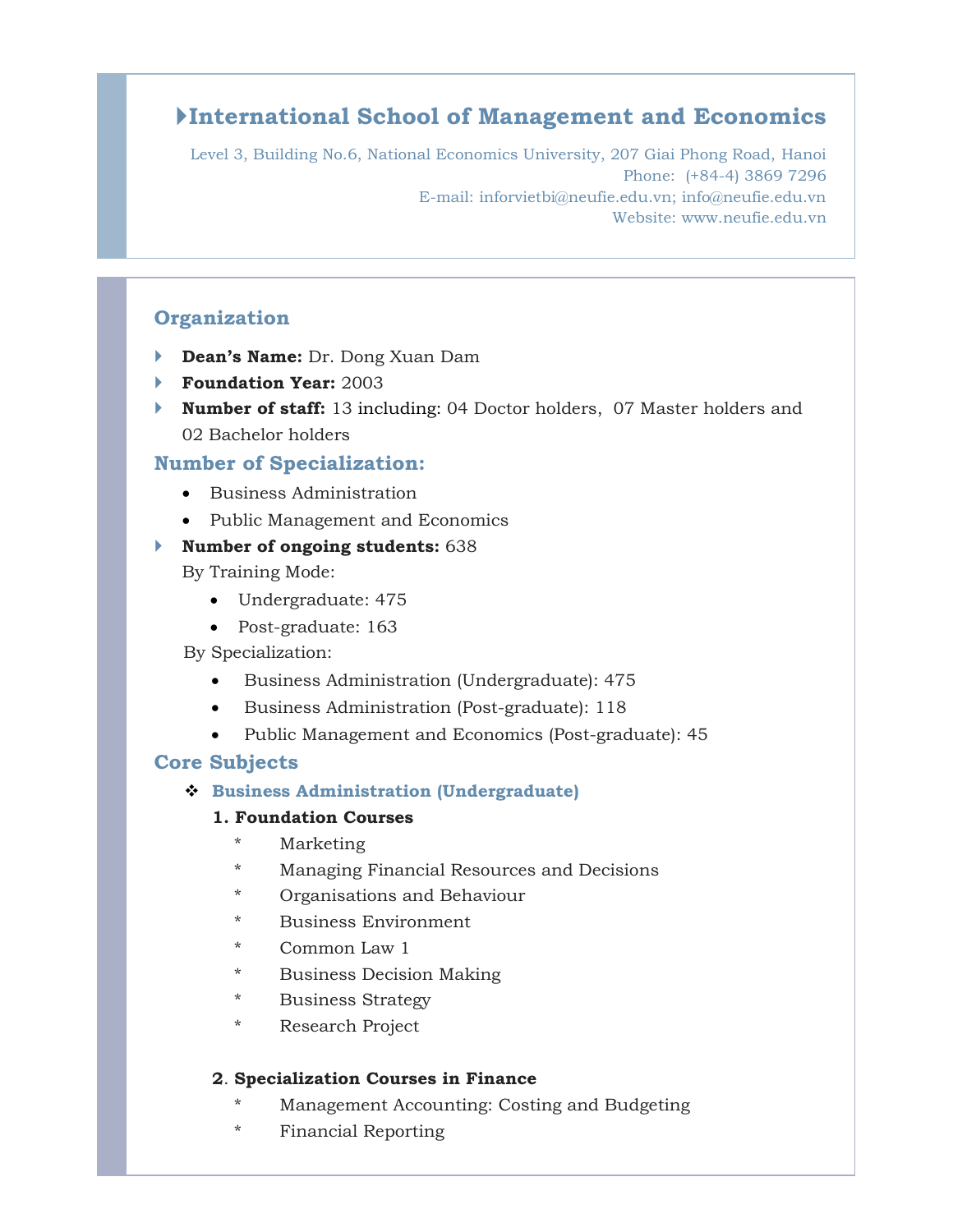# International School of Management and Economics

Level 3, Building No.6, National Economics University, 207 Giai Phong Road, Hanoi
Phone: (+84-4) 3869 7296
E-mail: inforvietbi@neufie.edu.vn; info@neufie.edu.vn
Website: www.neufie.edu.vn

## Organization

- **Dean's Name:** Dr. Dong Xuan Dam
- **Foundation Year:** 2003
- **Number of staff:** 13 including: 04 Doctor holders, 07 Master holders and 02 Bachelor holders

## Number of Specialization:

- Business Administration
- Public Management and Economics

- **Number of ongoing students:** 638

  By Training Mode:

  - Undergraduate: 475
  - Post-graduate: 163

  By Specialization:

  - Business Administration (Undergraduate): 475
  - Business Administration (Post-graduate): 118
  - Public Management and Economics (Post-graduate): 45

## Core Subjects

### Business Administration (Undergraduate)

**1. Foundation Courses**

* Marketing
* Managing Financial Resources and Decisions
* Organisations and Behaviour
* Business Environment
* Common Law 1
* Business Decision Making
* Business Strategy
* Research Project

**2. Specialization Courses in Finance**

* Management Accounting: Costing and Budgeting
* Financial Reporting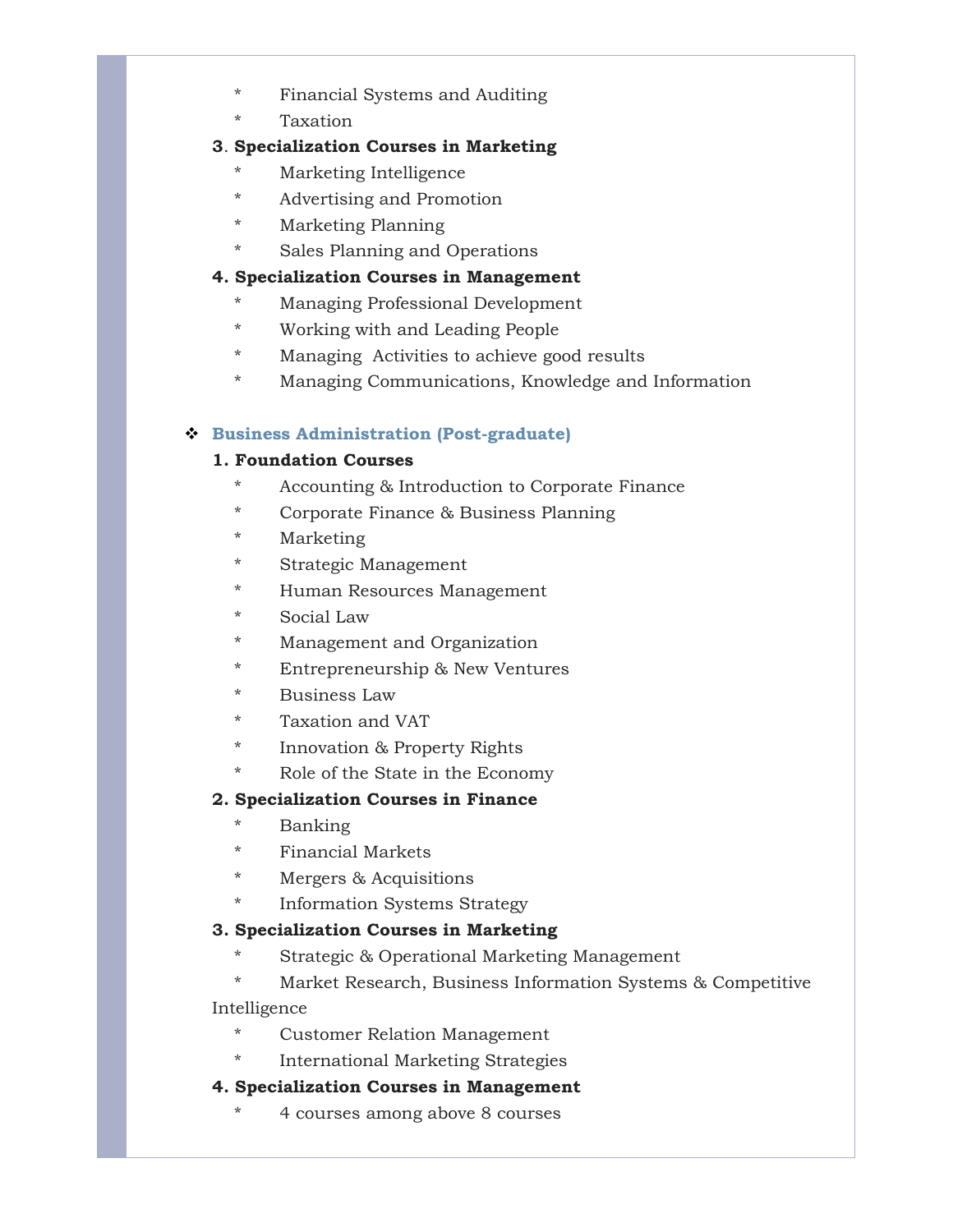* Financial Systems and Auditing
* Taxation

**3. Specialization Courses in Marketing**

* Marketing Intelligence
* Advertising and Promotion
* Marketing Planning
* Sales Planning and Operations

**4. Specialization Courses in Management**

* Managing Professional Development
* Working with and Leading People
* Managing Activities to achieve good results
* Managing Communications, Knowledge and Information

### ❖ Business Administration (Post-graduate)

**1. Foundation Courses**

* Accounting & Introduction to Corporate Finance
* Corporate Finance & Business Planning
* Marketing
* Strategic Management
* Human Resources Management
* Social Law
* Management and Organization
* Entrepreneurship & New Ventures
* Business Law
* Taxation and VAT
* Innovation & Property Rights
* Role of the State in the Economy

**2. Specialization Courses in Finance**

* Banking
* Financial Markets
* Mergers & Acquisitions
* Information Systems Strategy

**3. Specialization Courses in Marketing**

* Strategic & Operational Marketing Management
* Market Research, Business Information Systems & Competitive Intelligence
* Customer Relation Management
* International Marketing Strategies

**4. Specialization Courses in Management**

* 4 courses among above 8 courses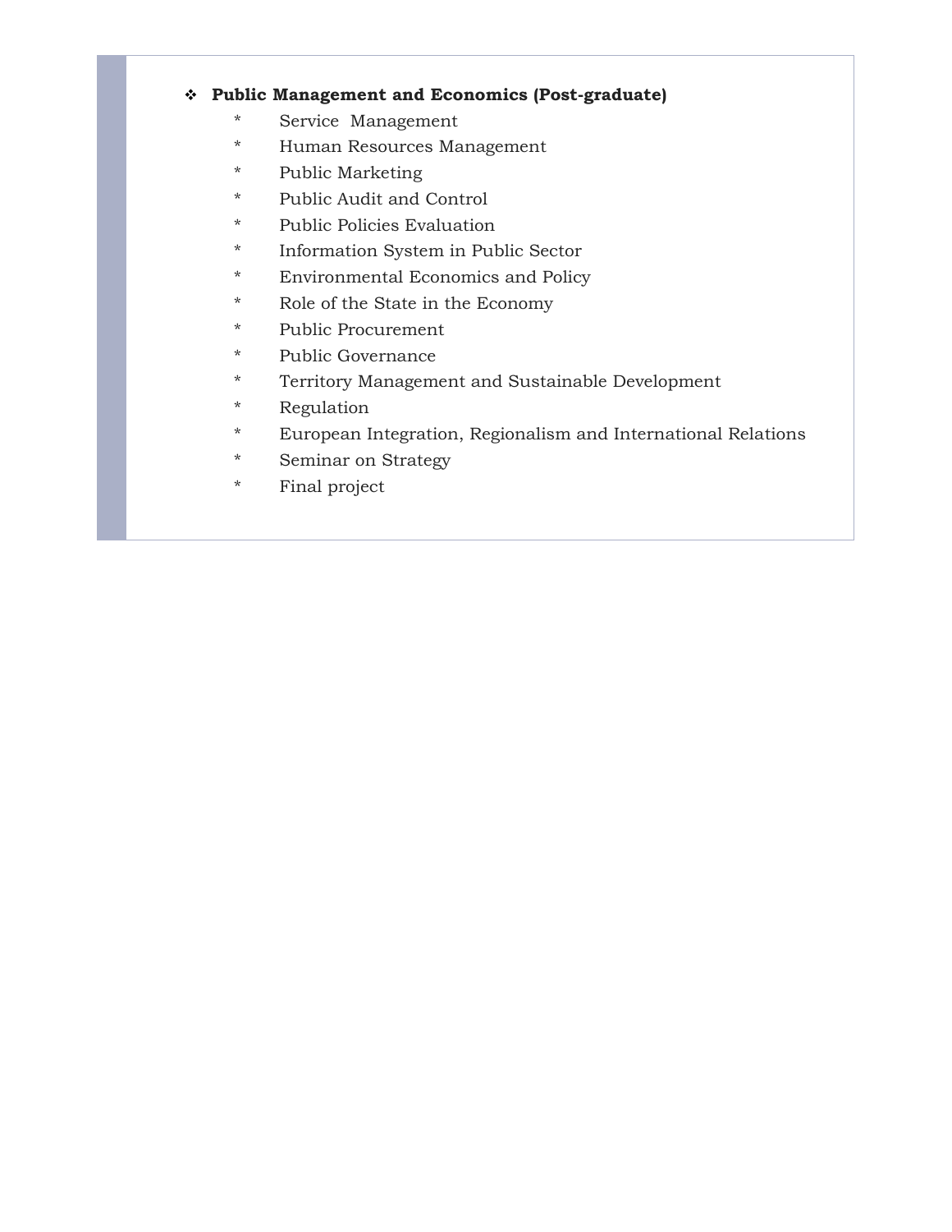- **Public Management and Economics (Post-graduate)**
    - Service Management
    - Human Resources Management
    - Public Marketing
    - Public Audit and Control
    - Public Policies Evaluation
    - Information System in Public Sector
    - Environmental Economics and Policy
    - Role of the State in the Economy
    - Public Procurement
    - Public Governance
    - Territory Management and Sustainable Development
    - Regulation
    - European Integration, Regionalism and International Relations
    - Seminar on Strategy
    - Final project